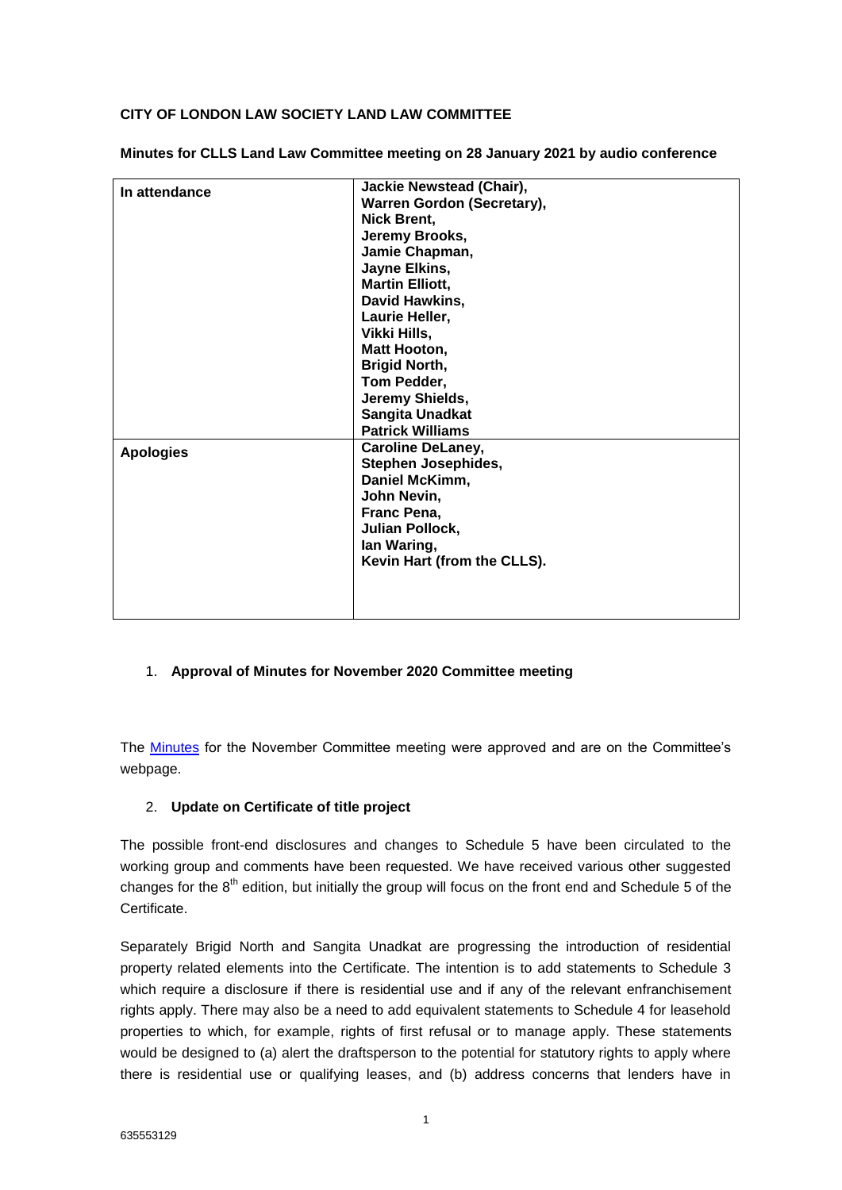**CITY OF LONDON LAW SOCIETY LAND LAW COMMITTEE**

**Minutes for CLLS Land Law Committee meeting on 28 January 2021 by audio conference**

| In attendance | Jackie Newstead (Chair),<br>Warren Gordon (Secretary),<br>Nick Brent,<br>Jeremy Brooks,<br>Jamie Chapman,<br>Jayne Elkins,<br>Martin Elliott,<br>David Hawkins,<br>Laurie Heller,<br>Vikki Hills,<br>Matt Hooton,<br>Brigid North,<br>Tom Pedder,<br>Jeremy Shields,<br>Sangita Unadkat<br>Patrick Williams |
|---|---|
| **Apologies** | **Caroline DeLaney,<br>Stephen Josephides,<br>Daniel McKimm,<br>John Nevin,<br>Franc Pena,<br>Julian Pollock,<br>Ian Waring,<br>Kevin Hart (from the CLLS).** |

1. **Approval of Minutes for November 2020 Committee meeting**

The Minutes for the November Committee meeting were approved and are on the Committee's webpage.

2. **Update on Certificate of title project**

The possible front-end disclosures and changes to Schedule 5 have been circulated to the working group and comments have been requested. We have received various other suggested changes for the 8th edition, but initially the group will focus on the front end and Schedule 5 of the Certificate.

Separately Brigid North and Sangita Unadkat are progressing the introduction of residential property related elements into the Certificate. The intention is to add statements to Schedule 3 which require a disclosure if there is residential use and if any of the relevant enfranchisement rights apply. There may also be a need to add equivalent statements to Schedule 4 for leasehold properties to which, for example, rights of first refusal or to manage apply. These statements would be designed to (a) alert the draftsperson to the potential for statutory rights to apply where there is residential use or qualifying leases, and (b) address concerns that lenders have in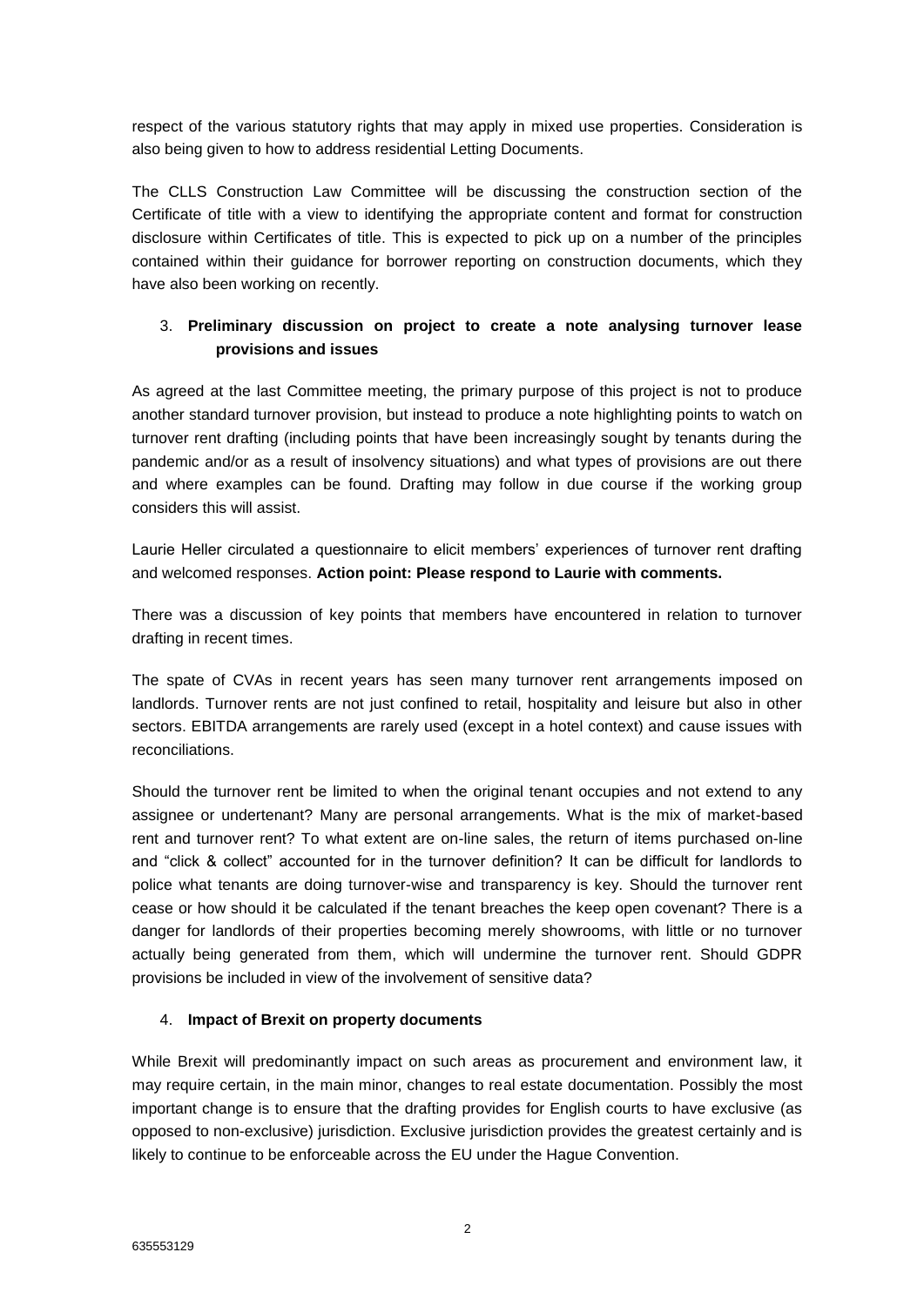respect of the various statutory rights that may apply in mixed use properties. Consideration is also being given to how to address residential Letting Documents.

The CLLS Construction Law Committee will be discussing the construction section of the Certificate of title with a view to identifying the appropriate content and format for construction disclosure within Certificates of title. This is expected to pick up on a number of the principles contained within their guidance for borrower reporting on construction documents, which they have also been working on recently.

3. **Preliminary discussion on project to create a note analysing turnover lease provisions and issues**

As agreed at the last Committee meeting, the primary purpose of this project is not to produce another standard turnover provision, but instead to produce a note highlighting points to watch on turnover rent drafting (including points that have been increasingly sought by tenants during the pandemic and/or as a result of insolvency situations) and what types of provisions are out there and where examples can be found. Drafting may follow in due course if the working group considers this will assist.

Laurie Heller circulated a questionnaire to elicit members' experiences of turnover rent drafting and welcomed responses. **Action point: Please respond to Laurie with comments.**

There was a discussion of key points that members have encountered in relation to turnover drafting in recent times.

The spate of CVAs in recent years has seen many turnover rent arrangements imposed on landlords. Turnover rents are not just confined to retail, hospitality and leisure but also in other sectors. EBITDA arrangements are rarely used (except in a hotel context) and cause issues with reconciliations.

Should the turnover rent be limited to when the original tenant occupies and not extend to any assignee or undertenant? Many are personal arrangements. What is the mix of market-based rent and turnover rent? To what extent are on-line sales, the return of items purchased on-line and "click & collect" accounted for in the turnover definition? It can be difficult for landlords to police what tenants are doing turnover-wise and transparency is key. Should the turnover rent cease or how should it be calculated if the tenant breaches the keep open covenant? There is a danger for landlords of their properties becoming merely showrooms, with little or no turnover actually being generated from them, which will undermine the turnover rent. Should GDPR provisions be included in view of the involvement of sensitive data?

4. **Impact of Brexit on property documents**

While Brexit will predominantly impact on such areas as procurement and environment law, it may require certain, in the main minor, changes to real estate documentation. Possibly the most important change is to ensure that the drafting provides for English courts to have exclusive (as opposed to non-exclusive) jurisdiction. Exclusive jurisdiction provides the greatest certainly and is likely to continue to be enforceable across the EU under the Hague Convention.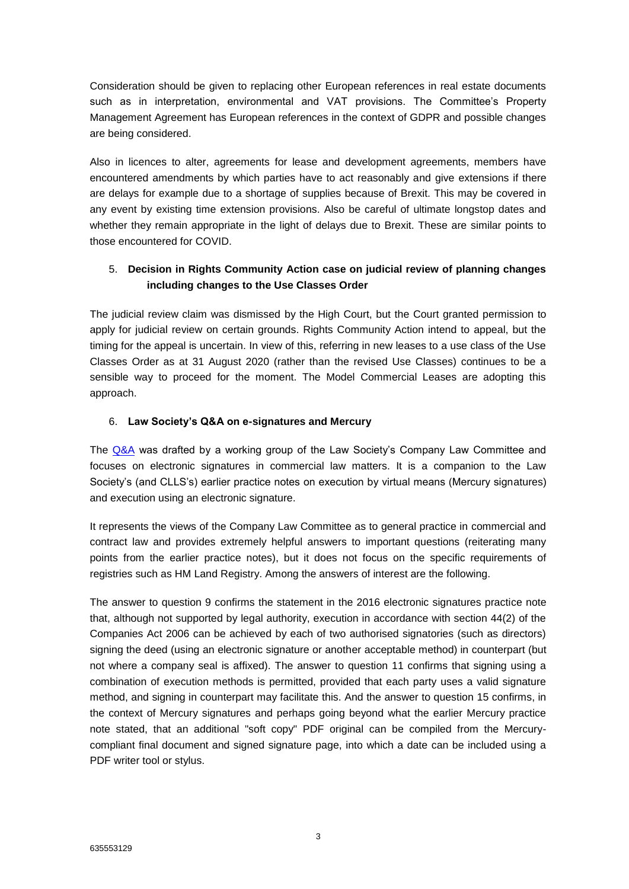Consideration should be given to replacing other European references in real estate documents such as in interpretation, environmental and VAT provisions. The Committee's Property Management Agreement has European references in the context of GDPR and possible changes are being considered.

Also in licences to alter, agreements for lease and development agreements, members have encountered amendments by which parties have to act reasonably and give extensions if there are delays for example due to a shortage of supplies because of Brexit. This may be covered in any event by existing time extension provisions. Also be careful of ultimate longstop dates and whether they remain appropriate in the light of delays due to Brexit. These are similar points to those encountered for COVID.

5. **Decision in Rights Community Action case on judicial review of planning changes including changes to the Use Classes Order**

The judicial review claim was dismissed by the High Court, but the Court granted permission to apply for judicial review on certain grounds. Rights Community Action intend to appeal, but the timing for the appeal is uncertain. In view of this, referring in new leases to a use class of the Use Classes Order as at 31 August 2020 (rather than the revised Use Classes) continues to be a sensible way to proceed for the moment. The Model Commercial Leases are adopting this approach.

6. **Law Society's Q&A on e-signatures and Mercury**

The Q&A was drafted by a working group of the Law Society's Company Law Committee and focuses on electronic signatures in commercial law matters. It is a companion to the Law Society's (and CLLS's) earlier practice notes on execution by virtual means (Mercury signatures) and execution using an electronic signature.

It represents the views of the Company Law Committee as to general practice in commercial and contract law and provides extremely helpful answers to important questions (reiterating many points from the earlier practice notes), but it does not focus on the specific requirements of registries such as HM Land Registry. Among the answers of interest are the following.

The answer to question 9 confirms the statement in the 2016 electronic signatures practice note that, although not supported by legal authority, execution in accordance with section 44(2) of the Companies Act 2006 can be achieved by each of two authorised signatories (such as directors) signing the deed (using an electronic signature or another acceptable method) in counterpart (but not where a company seal is affixed). The answer to question 11 confirms that signing using a combination of execution methods is permitted, provided that each party uses a valid signature method, and signing in counterpart may facilitate this. And the answer to question 15 confirms, in the context of Mercury signatures and perhaps going beyond what the earlier Mercury practice note stated, that an additional "soft copy" PDF original can be compiled from the Mercury-compliant final document and signed signature page, into which a date can be included using a PDF writer tool or stylus.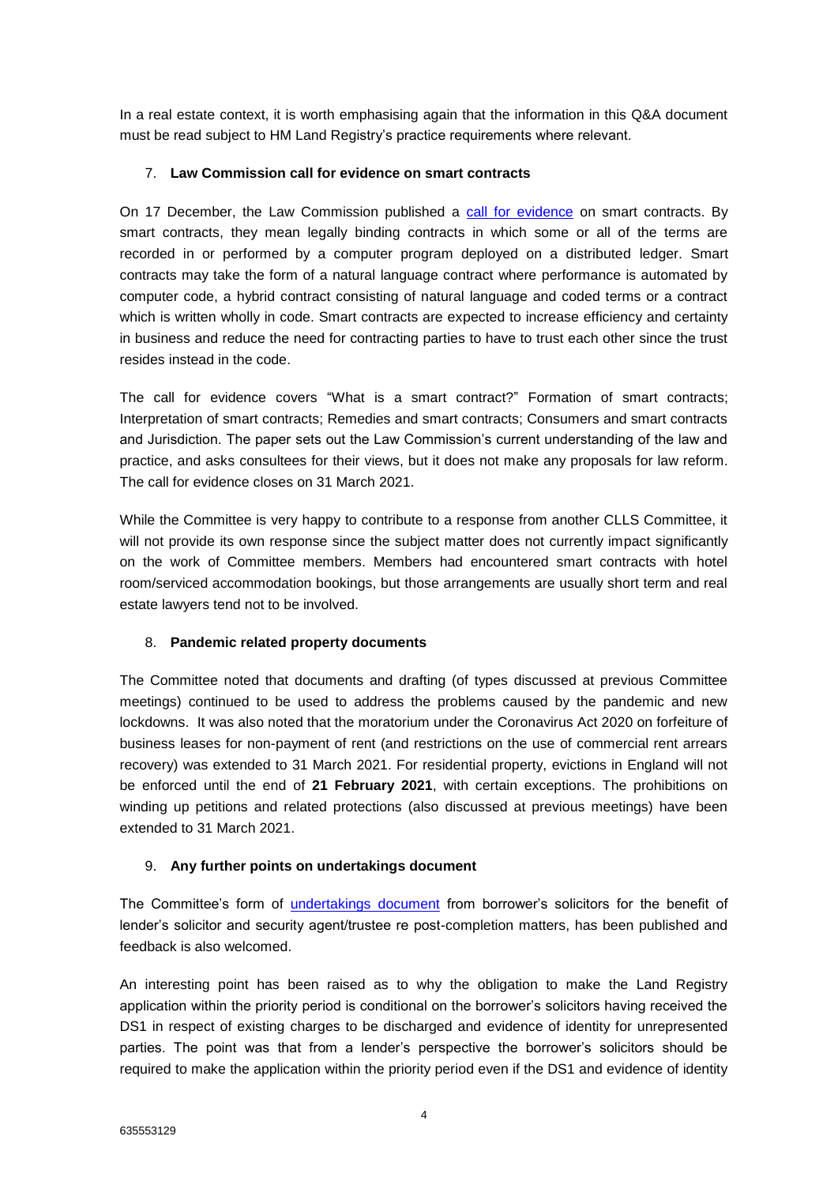In a real estate context, it is worth emphasising again that the information in this Q&A document must be read subject to HM Land Registry's practice requirements where relevant.

7. **Law Commission call for evidence on smart contracts**

On 17 December, the Law Commission published a call for evidence on smart contracts. By smart contracts, they mean legally binding contracts in which some or all of the terms are recorded in or performed by a computer program deployed on a distributed ledger. Smart contracts may take the form of a natural language contract where performance is automated by computer code, a hybrid contract consisting of natural language and coded terms or a contract which is written wholly in code. Smart contracts are expected to increase efficiency and certainty in business and reduce the need for contracting parties to have to trust each other since the trust resides instead in the code.

The call for evidence covers "What is a smart contract?" Formation of smart contracts; Interpretation of smart contracts; Remedies and smart contracts; Consumers and smart contracts and Jurisdiction. The paper sets out the Law Commission's current understanding of the law and practice, and asks consultees for their views, but it does not make any proposals for law reform. The call for evidence closes on 31 March 2021.

While the Committee is very happy to contribute to a response from another CLLS Committee, it will not provide its own response since the subject matter does not currently impact significantly on the work of Committee members. Members had encountered smart contracts with hotel room/serviced accommodation bookings, but those arrangements are usually short term and real estate lawyers tend not to be involved.

8. **Pandemic related property documents**

The Committee noted that documents and drafting (of types discussed at previous Committee meetings) continued to be used to address the problems caused by the pandemic and new lockdowns. It was also noted that the moratorium under the Coronavirus Act 2020 on forfeiture of business leases for non-payment of rent (and restrictions on the use of commercial rent arrears recovery) was extended to 31 March 2021. For residential property, evictions in England will not be enforced until the end of **21 February 2021**, with certain exceptions. The prohibitions on winding up petitions and related protections (also discussed at previous meetings) have been extended to 31 March 2021.

9. **Any further points on undertakings document**

The Committee's form of undertakings document from borrower's solicitors for the benefit of lender's solicitor and security agent/trustee re post-completion matters, has been published and feedback is also welcomed.

An interesting point has been raised as to why the obligation to make the Land Registry application within the priority period is conditional on the borrower's solicitors having received the DS1 in respect of existing charges to be discharged and evidence of identity for unrepresented parties. The point was that from a lender's perspective the borrower's solicitors should be required to make the application within the priority period even if the DS1 and evidence of identity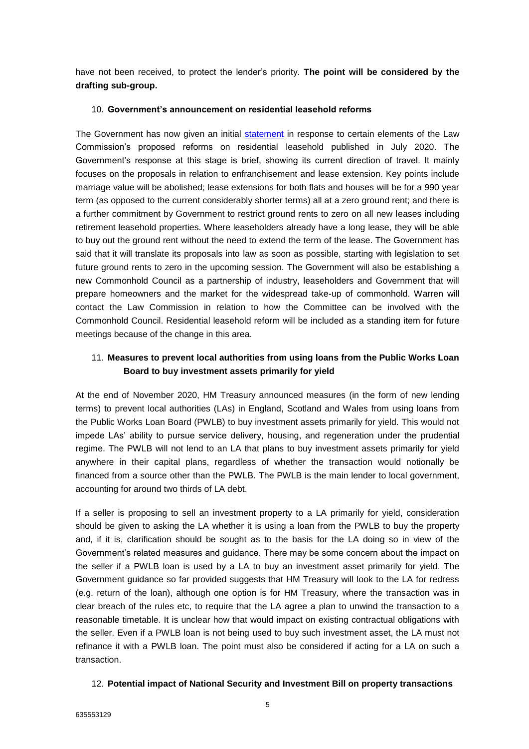have not been received, to protect the lender's priority. **The point will be considered by the drafting sub-group.**

10. **Government's announcement on residential leasehold reforms**

The Government has now given an initial statement in response to certain elements of the Law Commission's proposed reforms on residential leasehold published in July 2020. The Government's response at this stage is brief, showing its current direction of travel. It mainly focuses on the proposals in relation to enfranchisement and lease extension. Key points include marriage value will be abolished; lease extensions for both flats and houses will be for a 990 year term (as opposed to the current considerably shorter terms) all at a zero ground rent; and there is a further commitment by Government to restrict ground rents to zero on all new leases including retirement leasehold properties. Where leaseholders already have a long lease, they will be able to buy out the ground rent without the need to extend the term of the lease. The Government has said that it will translate its proposals into law as soon as possible, starting with legislation to set future ground rents to zero in the upcoming session. The Government will also be establishing a new Commonhold Council as a partnership of industry, leaseholders and Government that will prepare homeowners and the market for the widespread take-up of commonhold. Warren will contact the Law Commission in relation to how the Committee can be involved with the Commonhold Council. Residential leasehold reform will be included as a standing item for future meetings because of the change in this area.

11. **Measures to prevent local authorities from using loans from the Public Works Loan Board to buy investment assets primarily for yield**

At the end of November 2020, HM Treasury announced measures (in the form of new lending terms) to prevent local authorities (LAs) in England, Scotland and Wales from using loans from the Public Works Loan Board (PWLB) to buy investment assets primarily for yield. This would not impede LAs' ability to pursue service delivery, housing, and regeneration under the prudential regime. The PWLB will not lend to an LA that plans to buy investment assets primarily for yield anywhere in their capital plans, regardless of whether the transaction would notionally be financed from a source other than the PWLB. The PWLB is the main lender to local government, accounting for around two thirds of LA debt.

If a seller is proposing to sell an investment property to a LA primarily for yield, consideration should be given to asking the LA whether it is using a loan from the PWLB to buy the property and, if it is, clarification should be sought as to the basis for the LA doing so in view of the Government's related measures and guidance. There may be some concern about the impact on the seller if a PWLB loan is used by a LA to buy an investment asset primarily for yield. The Government guidance so far provided suggests that HM Treasury will look to the LA for redress (e.g. return of the loan), although one option is for HM Treasury, where the transaction was in clear breach of the rules etc, to require that the LA agree a plan to unwind the transaction to a reasonable timetable. It is unclear how that would impact on existing contractual obligations with the seller. Even if a PWLB loan is not being used to buy such investment asset, the LA must not refinance it with a PWLB loan. The point must also be considered if acting for a LA on such a transaction.

12. **Potential impact of National Security and Investment Bill on property transactions**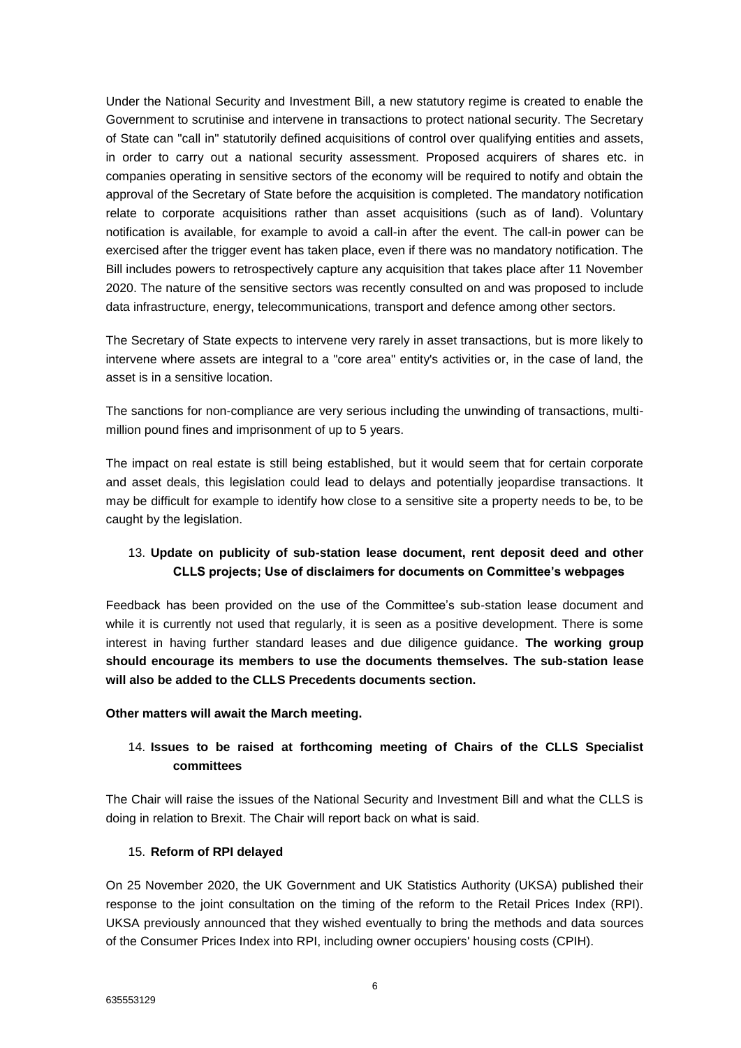Under the National Security and Investment Bill, a new statutory regime is created to enable the Government to scrutinise and intervene in transactions to protect national security. The Secretary of State can "call in" statutorily defined acquisitions of control over qualifying entities and assets, in order to carry out a national security assessment. Proposed acquirers of shares etc. in companies operating in sensitive sectors of the economy will be required to notify and obtain the approval of the Secretary of State before the acquisition is completed. The mandatory notification relate to corporate acquisitions rather than asset acquisitions (such as of land). Voluntary notification is available, for example to avoid a call-in after the event. The call-in power can be exercised after the trigger event has taken place, even if there was no mandatory notification. The Bill includes powers to retrospectively capture any acquisition that takes place after 11 November 2020. The nature of the sensitive sectors was recently consulted on and was proposed to include data infrastructure, energy, telecommunications, transport and defence among other sectors.

The Secretary of State expects to intervene very rarely in asset transactions, but is more likely to intervene where assets are integral to a "core area" entity's activities or, in the case of land, the asset is in a sensitive location.

The sanctions for non-compliance are very serious including the unwinding of transactions, multi-million pound fines and imprisonment of up to 5 years.

The impact on real estate is still being established, but it would seem that for certain corporate and asset deals, this legislation could lead to delays and potentially jeopardise transactions. It may be difficult for example to identify how close to a sensitive site a property needs to be, to be caught by the legislation.

13. **Update on publicity of sub-station lease document, rent deposit deed and other CLLS projects; Use of disclaimers for documents on Committee's webpages**

Feedback has been provided on the use of the Committee's sub-station lease document and while it is currently not used that regularly, it is seen as a positive development. There is some interest in having further standard leases and due diligence guidance. **The working group should encourage its members to use the documents themselves. The sub-station lease will also be added to the CLLS Precedents documents section.**

**Other matters will await the March meeting.**

14. **Issues to be raised at forthcoming meeting of Chairs of the CLLS Specialist committees**

The Chair will raise the issues of the National Security and Investment Bill and what the CLLS is doing in relation to Brexit. The Chair will report back on what is said.

15. **Reform of RPI delayed**

On 25 November 2020, the UK Government and UK Statistics Authority (UKSA) published their response to the joint consultation on the timing of the reform to the Retail Prices Index (RPI). UKSA previously announced that they wished eventually to bring the methods and data sources of the Consumer Prices Index into RPI, including owner occupiers' housing costs (CPIH).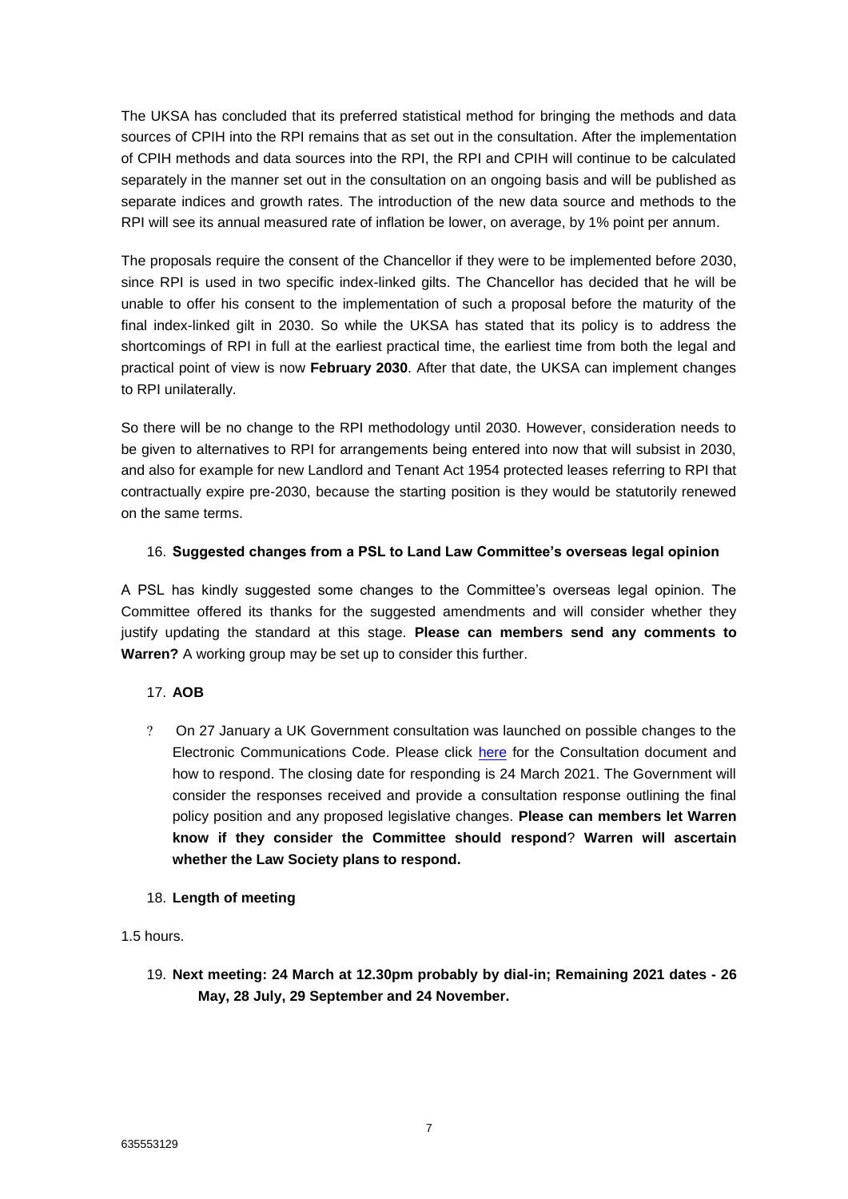The UKSA has concluded that its preferred statistical method for bringing the methods and data sources of CPIH into the RPI remains that as set out in the consultation. After the implementation of CPIH methods and data sources into the RPI, the RPI and CPIH will continue to be calculated separately in the manner set out in the consultation on an ongoing basis and will be published as separate indices and growth rates. The introduction of the new data source and methods to the RPI will see its annual measured rate of inflation be lower, on average, by 1% point per annum.

The proposals require the consent of the Chancellor if they were to be implemented before 2030, since RPI is used in two specific index-linked gilts. The Chancellor has decided that he will be unable to offer his consent to the implementation of such a proposal before the maturity of the final index-linked gilt in 2030. So while the UKSA has stated that its policy is to address the shortcomings of RPI in full at the earliest practical time, the earliest time from both the legal and practical point of view is now **February 2030**. After that date, the UKSA can implement changes to RPI unilaterally.

So there will be no change to the RPI methodology until 2030. However, consideration needs to be given to alternatives to RPI for arrangements being entered into now that will subsist in 2030, and also for example for new Landlord and Tenant Act 1954 protected leases referring to RPI that contractually expire pre-2030, because the starting position is they would be statutorily renewed on the same terms.

16. **Suggested changes from a PSL to Land Law Committee's overseas legal opinion**

A PSL has kindly suggested some changes to the Committee's overseas legal opinion. The Committee offered its thanks for the suggested amendments and will consider whether they justify updating the standard at this stage. **Please can members send any comments to Warren?** A working group may be set up to consider this further.

17. **AOB**

- On 27 January a UK Government consultation was launched on possible changes to the Electronic Communications Code. Please click here for the Consultation document and how to respond. The closing date for responding is 24 March 2021. The Government will consider the responses received and provide a consultation response outlining the final policy position and any proposed legislative changes. **Please can members let Warren know if they consider the Committee should respond**? **Warren will ascertain whether the Law Society plans to respond.**

18. **Length of meeting**

1.5 hours.

19. **Next meeting: 24 March at 12.30pm probably by dial-in; Remaining 2021 dates - 26 May, 28 July, 29 September and 24 November.**